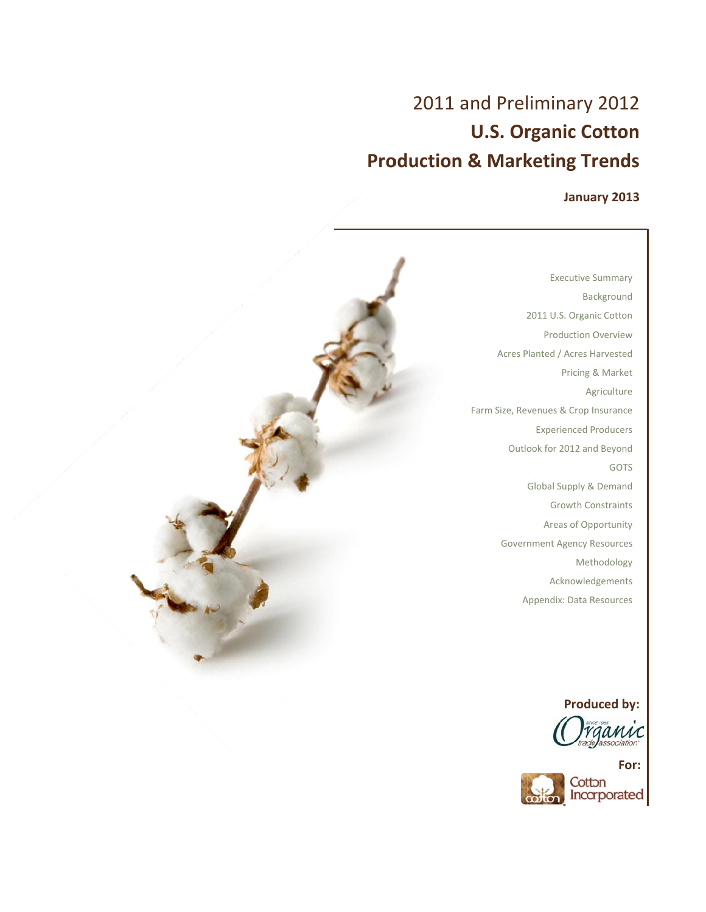# 2011 and Preliminary 2012
# U.S. Organic Cotton
# Production & Marketing Trends

**January 2013**

Executive Summary
Background
2011 U.S. Organic Cotton
Production Overview
Acres Planted / Acres Harvested
Pricing & Market
Agriculture
Farm Size, Revenues & Crop Insurance
Experienced Producers
Outlook for 2012 and Beyond
GOTS
Global Supply & Demand
Growth Constraints
Areas of Opportunity
Government Agency Resources
Methodology
Acknowledgements
Appendix: Data Resources

**Produced by:**

Organic Trade Association

**For:**

Cotton Incorporated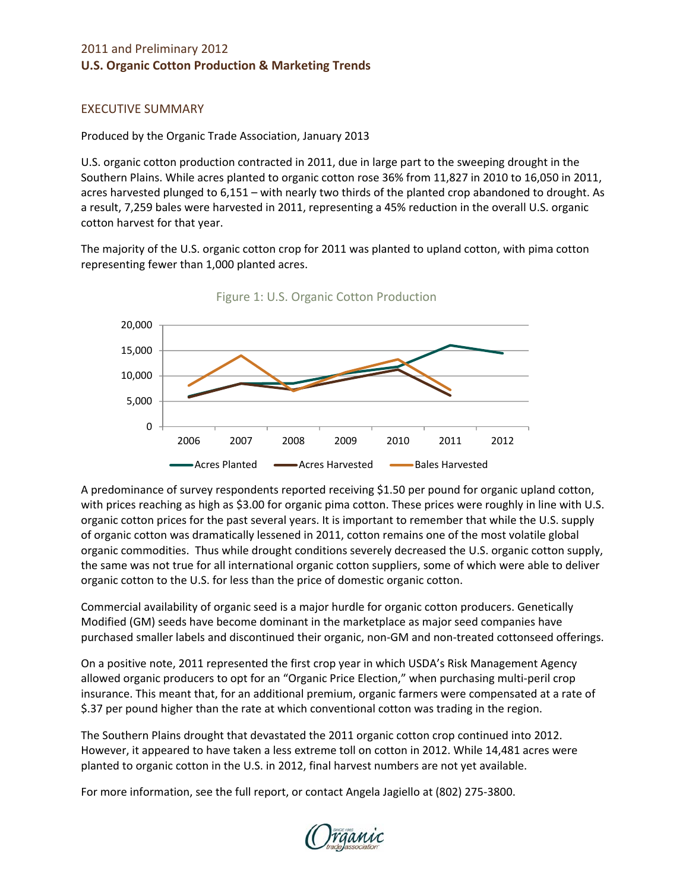2011 and Preliminary 2012

**U.S. Organic Cotton Production & Marketing Trends**

## EXECUTIVE SUMMARY

Produced by the Organic Trade Association, January 2013

U.S. organic cotton production contracted in 2011, due in large part to the sweeping drought in the Southern Plains. While acres planted to organic cotton rose 36% from 11,827 in 2010 to 16,050 in 2011, acres harvested plunged to 6,151 – with nearly two thirds of the planted crop abandoned to drought. As a result, 7,259 bales were harvested in 2011, representing a 45% reduction in the overall U.S. organic cotton harvest for that year.

The majority of the U.S. organic cotton crop for 2011 was planted to upland cotton, with pima cotton representing fewer than 1,000 planted acres.

Figure 1: U.S. Organic Cotton Production

A predominance of survey respondents reported receiving $1.50 per pound for organic upland cotton, with prices reaching as high as $3.00 for organic pima cotton. These prices were roughly in line with U.S. organic cotton prices for the past several years. It is important to remember that while the U.S. supply of organic cotton was dramatically lessened in 2011, cotton remains one of the most volatile global organic commodities. Thus while drought conditions severely decreased the U.S. organic cotton supply, the same was not true for all international organic cotton suppliers, some of which were able to deliver organic cotton to the U.S. for less than the price of domestic organic cotton.

Commercial availability of organic seed is a major hurdle for organic cotton producers. Genetically Modified (GM) seeds have become dominant in the marketplace as major seed companies have purchased smaller labels and discontinued their organic, non-GM and non-treated cottonseed offerings.

On a positive note, 2011 represented the first crop year in which USDA's Risk Management Agency allowed organic producers to opt for an "Organic Price Election," when purchasing multi-peril crop insurance. This meant that, for an additional premium, organic farmers were compensated at a rate of $.37 per pound higher than the rate at which conventional cotton was trading in the region.

The Southern Plains drought that devastated the 2011 organic cotton crop continued into 2012. However, it appeared to have taken a less extreme toll on cotton in 2012. While 14,481 acres were planted to organic cotton in the U.S. in 2012, final harvest numbers are not yet available.

For more information, see the full report, or contact Angela Jagiello at (802) 275-3800.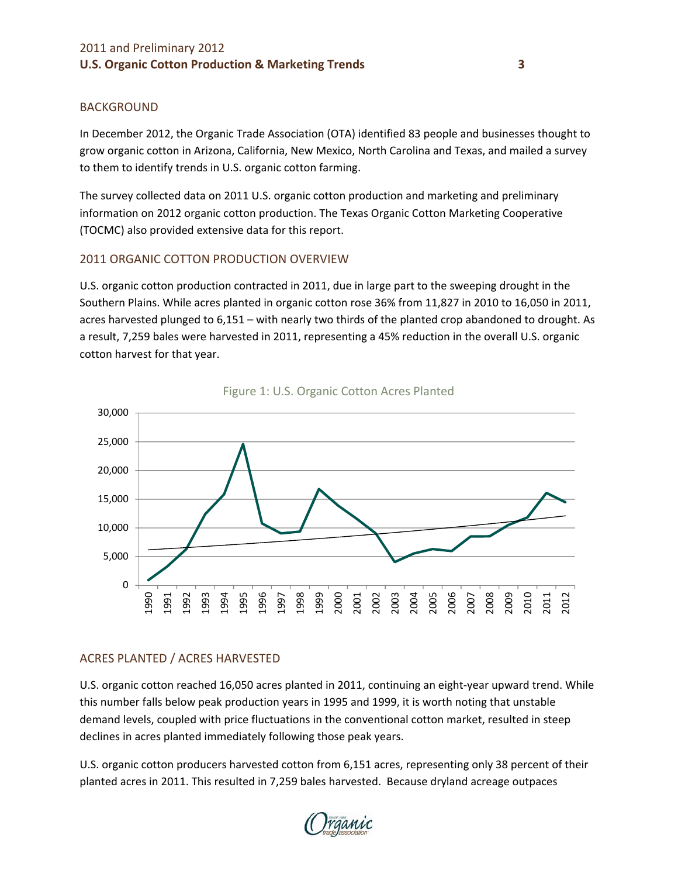## BACKGROUND

In December 2012, the Organic Trade Association (OTA) identified 83 people and businesses thought to grow organic cotton in Arizona, California, New Mexico, North Carolina and Texas, and mailed a survey to them to identify trends in U.S. organic cotton farming.

The survey collected data on 2011 U.S. organic cotton production and marketing and preliminary information on 2012 organic cotton production. The Texas Organic Cotton Marketing Cooperative (TOCMC) also provided extensive data for this report.

## 2011 ORGANIC COTTON PRODUCTION OVERVIEW

U.S. organic cotton production contracted in 2011, due in large part to the sweeping drought in the Southern Plains. While acres planted in organic cotton rose 36% from 11,827 in 2010 to 16,050 in 2011, acres harvested plunged to 6,151 – with nearly two thirds of the planted crop abandoned to drought. As a result, 7,259 bales were harvested in 2011, representing a 45% reduction in the overall U.S. organic cotton harvest for that year.

Figure 1: U.S. Organic Cotton Acres Planted

## ACRES PLANTED / ACRES HARVESTED

U.S. organic cotton reached 16,050 acres planted in 2011, continuing an eight-year upward trend. While this number falls below peak production years in 1995 and 1999, it is worth noting that unstable demand levels, coupled with price fluctuations in the conventional cotton market, resulted in steep declines in acres planted immediately following those peak years.

U.S. organic cotton producers harvested cotton from 6,151 acres, representing only 38 percent of their planted acres in 2011. This resulted in 7,259 bales harvested. Because dryland acreage outpaces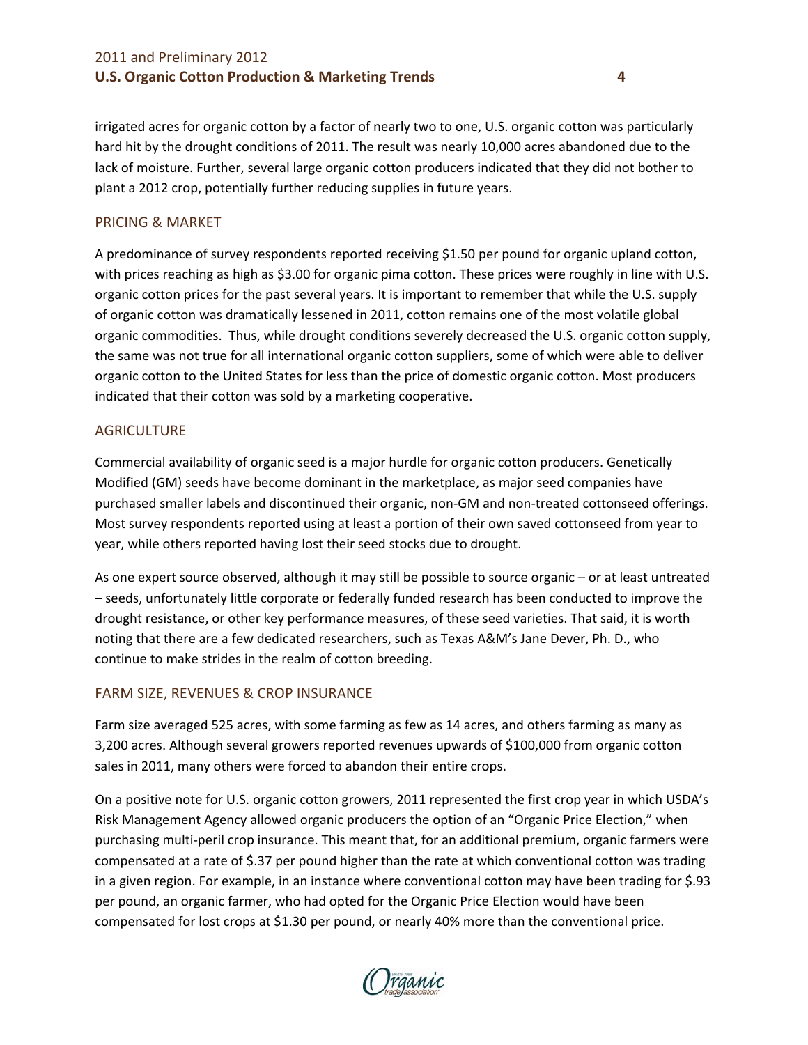irrigated acres for organic cotton by a factor of nearly two to one, U.S. organic cotton was particularly hard hit by the drought conditions of 2011. The result was nearly 10,000 acres abandoned due to the lack of moisture. Further, several large organic cotton producers indicated that they did not bother to plant a 2012 crop, potentially further reducing supplies in future years.

## PRICING & MARKET

A predominance of survey respondents reported receiving $1.50 per pound for organic upland cotton, with prices reaching as high as $3.00 for organic pima cotton. These prices were roughly in line with U.S. organic cotton prices for the past several years. It is important to remember that while the U.S. supply of organic cotton was dramatically lessened in 2011, cotton remains one of the most volatile global organic commodities. Thus, while drought conditions severely decreased the U.S. organic cotton supply, the same was not true for all international organic cotton suppliers, some of which were able to deliver organic cotton to the United States for less than the price of domestic organic cotton. Most producers indicated that their cotton was sold by a marketing cooperative.

## AGRICULTURE

Commercial availability of organic seed is a major hurdle for organic cotton producers. Genetically Modified (GM) seeds have become dominant in the marketplace, as major seed companies have purchased smaller labels and discontinued their organic, non-GM and non-treated cottonseed offerings. Most survey respondents reported using at least a portion of their own saved cottonseed from year to year, while others reported having lost their seed stocks due to drought.

As one expert source observed, although it may still be possible to source organic – or at least untreated – seeds, unfortunately little corporate or federally funded research has been conducted to improve the drought resistance, or other key performance measures, of these seed varieties. That said, it is worth noting that there are a few dedicated researchers, such as Texas A&M's Jane Dever, Ph. D., who continue to make strides in the realm of cotton breeding.

## FARM SIZE, REVENUES & CROP INSURANCE

Farm size averaged 525 acres, with some farming as few as 14 acres, and others farming as many as 3,200 acres. Although several growers reported revenues upwards of $100,000 from organic cotton sales in 2011, many others were forced to abandon their entire crops.

On a positive note for U.S. organic cotton growers, 2011 represented the first crop year in which USDA's Risk Management Agency allowed organic producers the option of an "Organic Price Election," when purchasing multi-peril crop insurance. This meant that, for an additional premium, organic farmers were compensated at a rate of $.37 per pound higher than the rate at which conventional cotton was trading in a given region. For example, in an instance where conventional cotton may have been trading for $.93 per pound, an organic farmer, who had opted for the Organic Price Election would have been compensated for lost crops at $1.30 per pound, or nearly 40% more than the conventional price.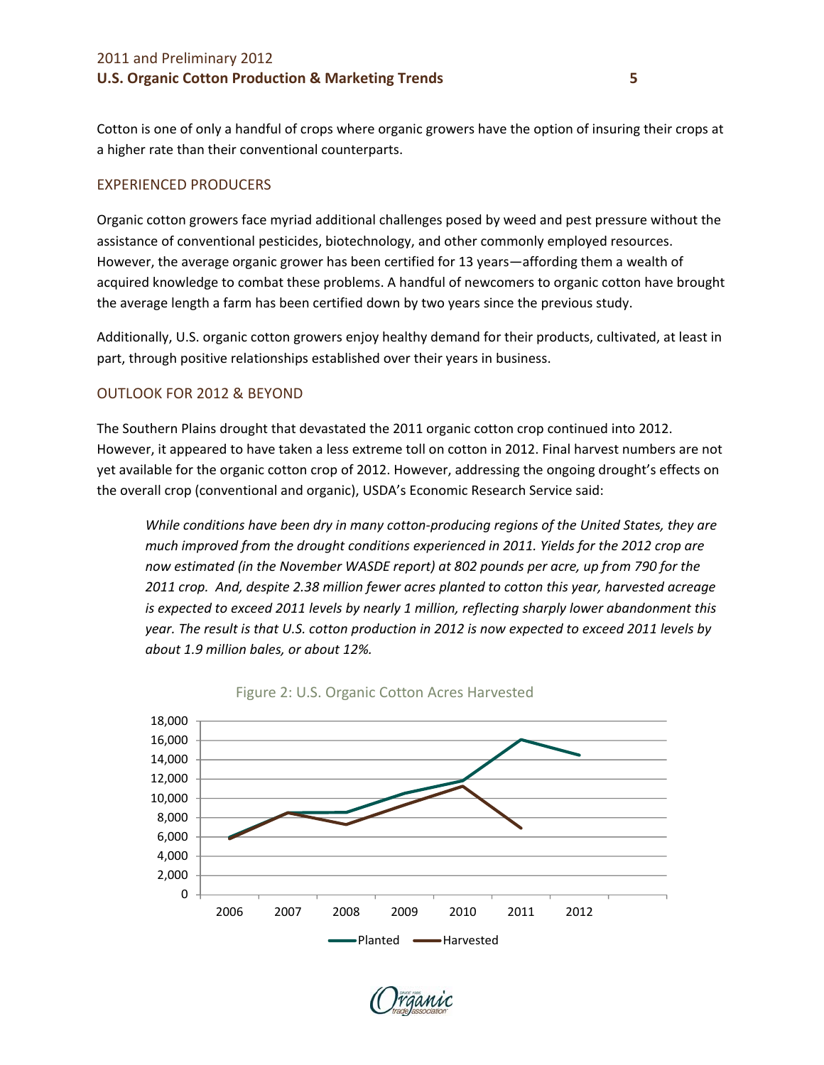Cotton is one of only a handful of crops where organic growers have the option of insuring their crops at a higher rate than their conventional counterparts.

## EXPERIENCED PRODUCERS

Organic cotton growers face myriad additional challenges posed by weed and pest pressure without the assistance of conventional pesticides, biotechnology, and other commonly employed resources. However, the average organic grower has been certified for 13 years—affording them a wealth of acquired knowledge to combat these problems. A handful of newcomers to organic cotton have brought the average length a farm has been certified down by two years since the previous study.

Additionally, U.S. organic cotton growers enjoy healthy demand for their products, cultivated, at least in part, through positive relationships established over their years in business.

## OUTLOOK FOR 2012 & BEYOND

The Southern Plains drought that devastated the 2011 organic cotton crop continued into 2012. However, it appeared to have taken a less extreme toll on cotton in 2012. Final harvest numbers are not yet available for the organic cotton crop of 2012. However, addressing the ongoing drought's effects on the overall crop (conventional and organic), USDA's Economic Research Service said:

> *While conditions have been dry in many cotton-producing regions of the United States, they are much improved from the drought conditions experienced in 2011. Yields for the 2012 crop are now estimated (in the November WASDE report) at 802 pounds per acre, up from 790 for the 2011 crop. And, despite 2.38 million fewer acres planted to cotton this year, harvested acreage is expected to exceed 2011 levels by nearly 1 million, reflecting sharply lower abandonment this year. The result is that U.S. cotton production in 2012 is now expected to exceed 2011 levels by about 1.9 million bales, or about 12%.*

Figure 2: U.S. Organic Cotton Acres Harvested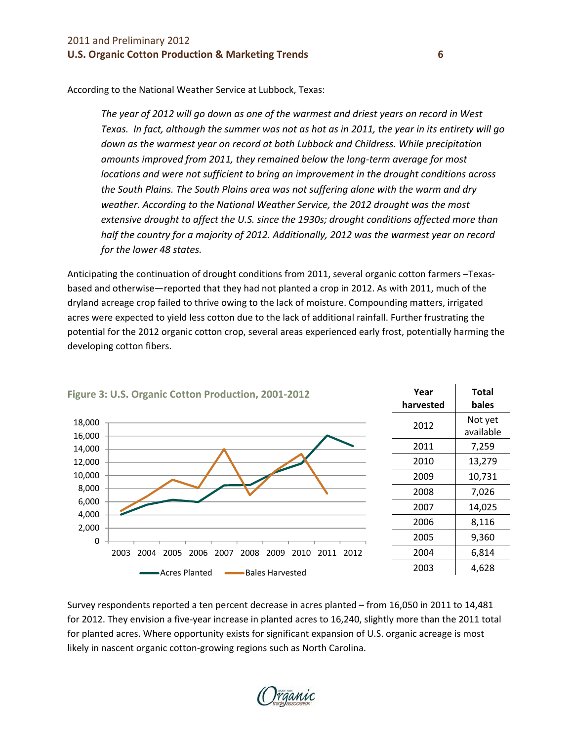According to the National Weather Service at Lubbock, Texas:

> *The year of 2012 will go down as one of the warmest and driest years on record in West Texas. In fact, although the summer was not as hot as in 2011, the year in its entirety will go down as the warmest year on record at both Lubbock and Childress. While precipitation amounts improved from 2011, they remained below the long-term average for most locations and were not sufficient to bring an improvement in the drought conditions across the South Plains. The South Plains area was not suffering alone with the warm and dry weather. According to the National Weather Service, the 2012 drought was the most extensive drought to affect the U.S. since the 1930s; drought conditions affected more than half the country for a majority of 2012. Additionally, 2012 was the warmest year on record for the lower 48 states.*

Anticipating the continuation of drought conditions from 2011, several organic cotton farmers –Texas-based and otherwise—reported that they had not planted a crop in 2012. As with 2011, much of the dryland acreage crop failed to thrive owing to the lack of moisture. Compounding matters, irrigated acres were expected to yield less cotton due to the lack of additional rainfall. Further frustrating the potential for the 2012 organic cotton crop, several areas experienced early frost, potentially harming the developing cotton fibers.

**Figure 3: U.S. Organic Cotton Production, 2001-2012**

| Year harvested | Total bales |
|---|---|
| 2012 | Not yet available |
| 2011 | 7,259 |
| 2010 | 13,279 |
| 2009 | 10,731 |
| 2008 | 7,026 |
| 2007 | 14,025 |
| 2006 | 8,116 |
| 2005 | 9,360 |
| 2004 | 6,814 |
| 2003 | 4,628 |

Survey respondents reported a ten percent decrease in acres planted – from 16,050 in 2011 to 14,481 for 2012. They envision a five-year increase in planted acres to 16,240, slightly more than the 2011 total for planted acres. Where opportunity exists for significant expansion of U.S. organic acreage is most likely in nascent organic cotton-growing regions such as North Carolina.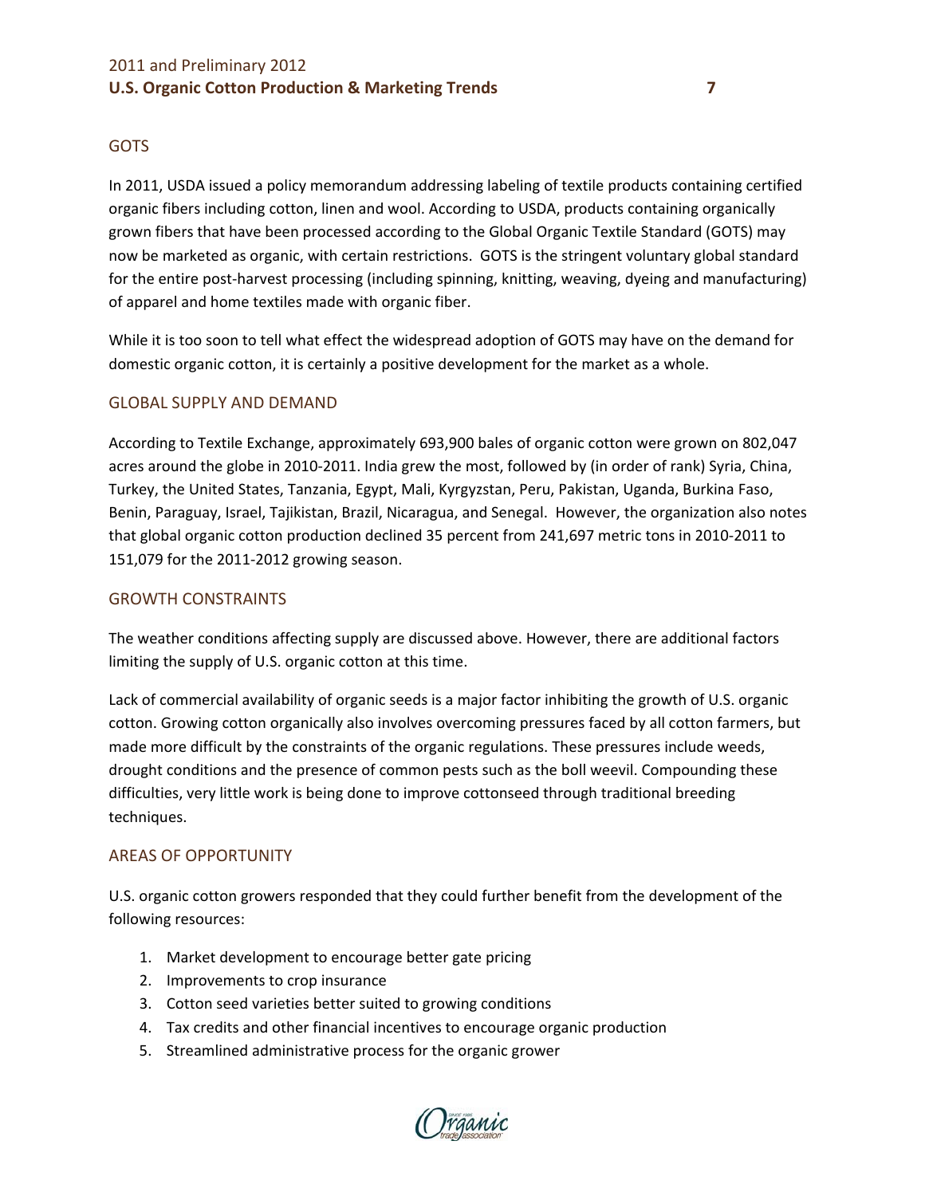## GOTS

In 2011, USDA issued a policy memorandum addressing labeling of textile products containing certified organic fibers including cotton, linen and wool. According to USDA, products containing organically grown fibers that have been processed according to the Global Organic Textile Standard (GOTS) may now be marketed as organic, with certain restrictions. GOTS is the stringent voluntary global standard for the entire post-harvest processing (including spinning, knitting, weaving, dyeing and manufacturing) of apparel and home textiles made with organic fiber.

While it is too soon to tell what effect the widespread adoption of GOTS may have on the demand for domestic organic cotton, it is certainly a positive development for the market as a whole.

## GLOBAL SUPPLY AND DEMAND

According to Textile Exchange, approximately 693,900 bales of organic cotton were grown on 802,047 acres around the globe in 2010-2011. India grew the most, followed by (in order of rank) Syria, China, Turkey, the United States, Tanzania, Egypt, Mali, Kyrgyzstan, Peru, Pakistan, Uganda, Burkina Faso, Benin, Paraguay, Israel, Tajikistan, Brazil, Nicaragua, and Senegal. However, the organization also notes that global organic cotton production declined 35 percent from 241,697 metric tons in 2010-2011 to 151,079 for the 2011-2012 growing season.

## GROWTH CONSTRAINTS

The weather conditions affecting supply are discussed above. However, there are additional factors limiting the supply of U.S. organic cotton at this time.

Lack of commercial availability of organic seeds is a major factor inhibiting the growth of U.S. organic cotton. Growing cotton organically also involves overcoming pressures faced by all cotton farmers, but made more difficult by the constraints of the organic regulations. These pressures include weeds, drought conditions and the presence of common pests such as the boll weevil. Compounding these difficulties, very little work is being done to improve cottonseed through traditional breeding techniques.

## AREAS OF OPPORTUNITY

U.S. organic cotton growers responded that they could further benefit from the development of the following resources:

1. Market development to encourage better gate pricing
2. Improvements to crop insurance
3. Cotton seed varieties better suited to growing conditions
4. Tax credits and other financial incentives to encourage organic production
5. Streamlined administrative process for the organic grower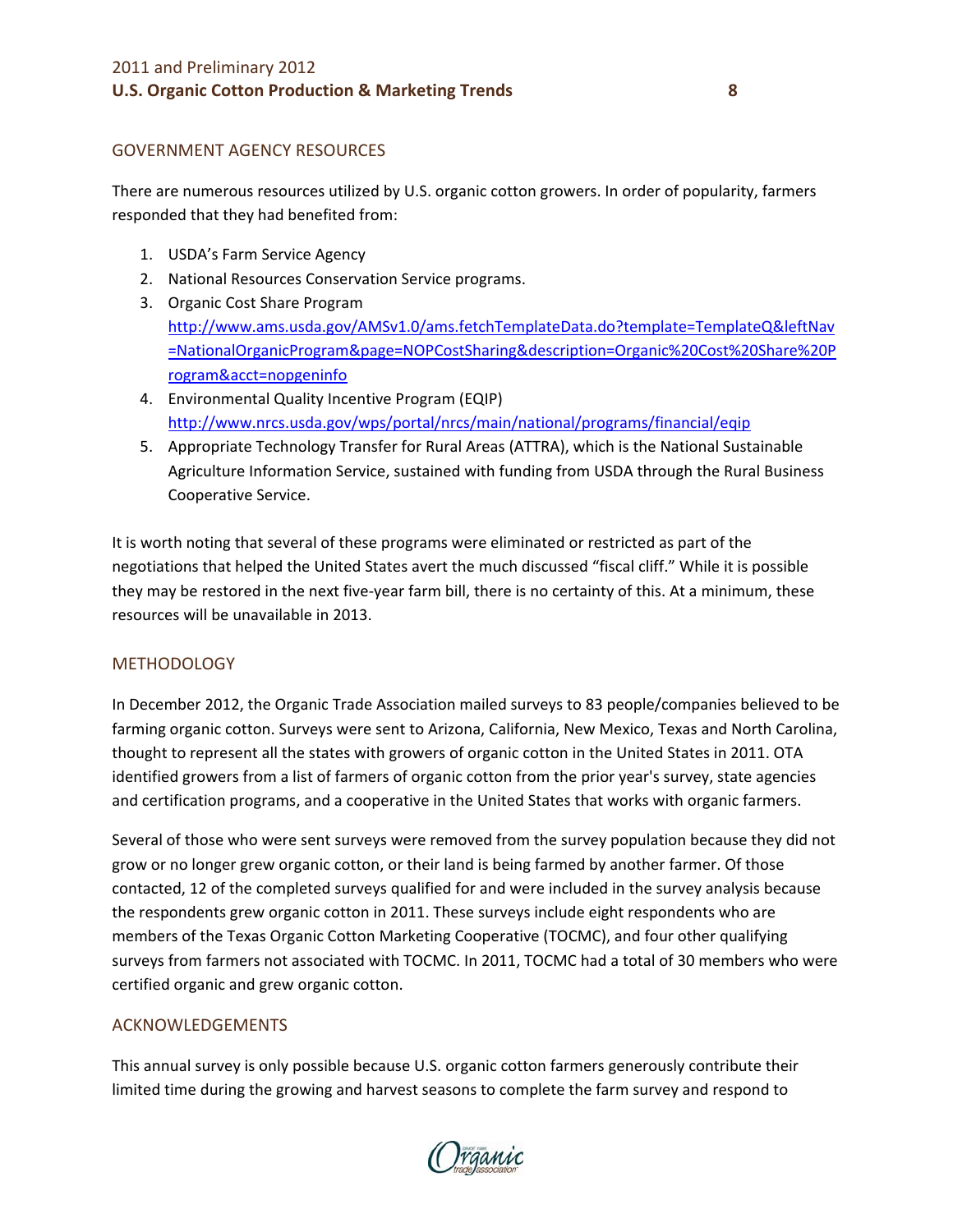## GOVERNMENT AGENCY RESOURCES

There are numerous resources utilized by U.S. organic cotton growers. In order of popularity, farmers responded that they had benefited from:

1. USDA's Farm Service Agency
2. National Resources Conservation Service programs.
3. Organic Cost Share Program http://www.ams.usda.gov/AMSv1.0/ams.fetchTemplateData.do?template=TemplateQ&leftNav=NationalOrganicProgram&page=NOPCostSharing&description=Organic%20Cost%20Share%20Program&acct=nopgeninfo
4. Environmental Quality Incentive Program (EQIP) http://www.nrcs.usda.gov/wps/portal/nrcs/main/national/programs/financial/eqip
5. Appropriate Technology Transfer for Rural Areas (ATTRA), which is the National Sustainable Agriculture Information Service, sustained with funding from USDA through the Rural Business Cooperative Service.

It is worth noting that several of these programs were eliminated or restricted as part of the negotiations that helped the United States avert the much discussed "fiscal cliff." While it is possible they may be restored in the next five-year farm bill, there is no certainty of this. At a minimum, these resources will be unavailable in 2013.

## METHODOLOGY

In December 2012, the Organic Trade Association mailed surveys to 83 people/companies believed to be farming organic cotton. Surveys were sent to Arizona, California, New Mexico, Texas and North Carolina, thought to represent all the states with growers of organic cotton in the United States in 2011. OTA identified growers from a list of farmers of organic cotton from the prior year's survey, state agencies and certification programs, and a cooperative in the United States that works with organic farmers.

Several of those who were sent surveys were removed from the survey population because they did not grow or no longer grew organic cotton, or their land is being farmed by another farmer. Of those contacted, 12 of the completed surveys qualified for and were included in the survey analysis because the respondents grew organic cotton in 2011. These surveys include eight respondents who are members of the Texas Organic Cotton Marketing Cooperative (TOCMC), and four other qualifying surveys from farmers not associated with TOCMC. In 2011, TOCMC had a total of 30 members who were certified organic and grew organic cotton.

## ACKNOWLEDGEMENTS

This annual survey is only possible because U.S. organic cotton farmers generously contribute their limited time during the growing and harvest seasons to complete the farm survey and respond to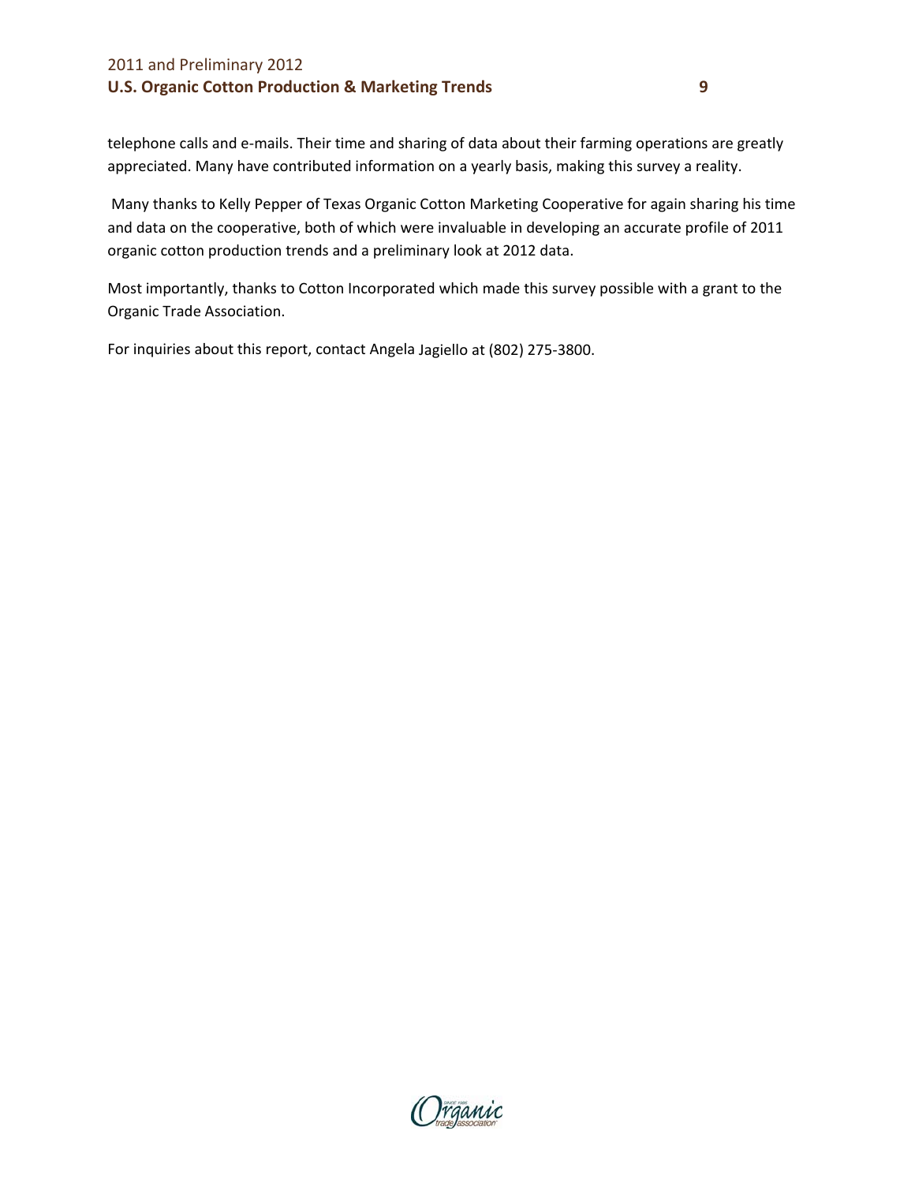telephone calls and e-mails. Their time and sharing of data about their farming operations are greatly appreciated. Many have contributed information on a yearly basis, making this survey a reality.

Many thanks to Kelly Pepper of Texas Organic Cotton Marketing Cooperative for again sharing his time and data on the cooperative, both of which were invaluable in developing an accurate profile of 2011 organic cotton production trends and a preliminary look at 2012 data.

Most importantly, thanks to Cotton Incorporated which made this survey possible with a grant to the Organic Trade Association.

For inquiries about this report, contact Angela Jagiello at (802) 275-3800.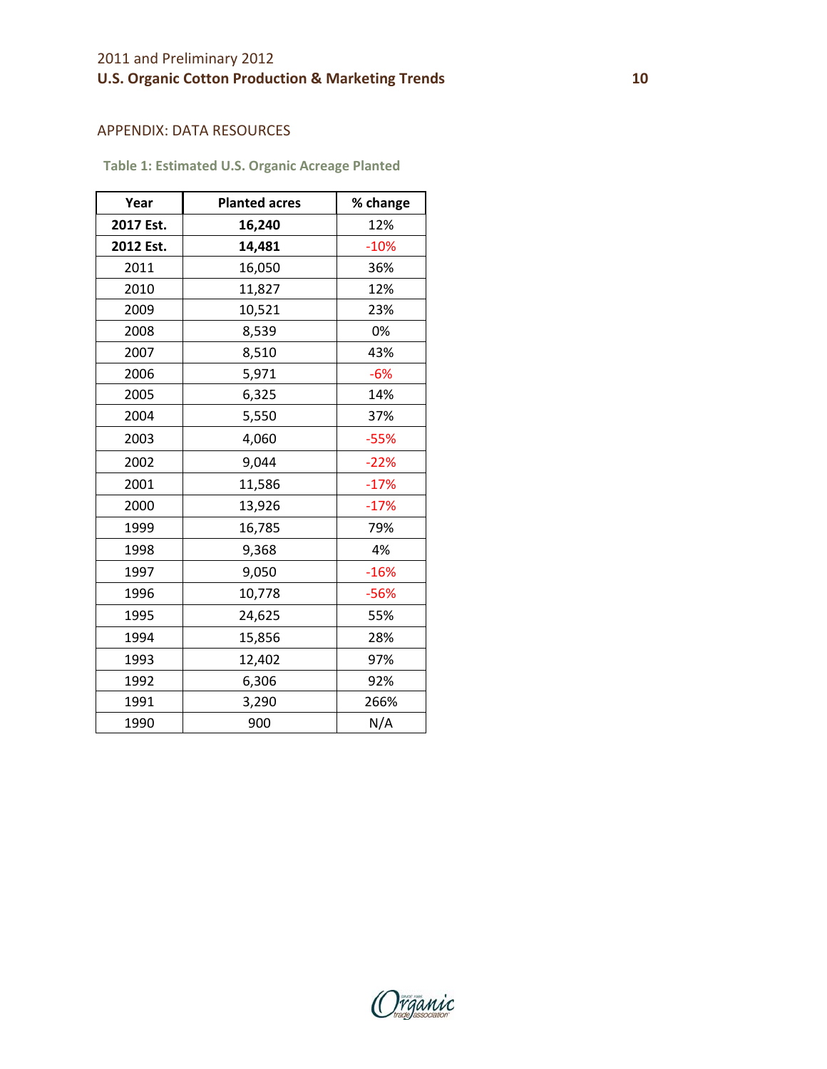## APPENDIX: DATA RESOURCES

### Table 1: Estimated U.S. Organic Acreage Planted

| Year | Planted acres | % change |
|---|---|---|
| **2017 Est.** | **16,240** | 12% |
| **2012 Est.** | **14,481** | -10% |
| 2011 | 16,050 | 36% |
| 2010 | 11,827 | 12% |
| 2009 | 10,521 | 23% |
| 2008 | 8,539 | 0% |
| 2007 | 8,510 | 43% |
| 2006 | 5,971 | -6% |
| 2005 | 6,325 | 14% |
| 2004 | 5,550 | 37% |
| 2003 | 4,060 | -55% |
| 2002 | 9,044 | -22% |
| 2001 | 11,586 | -17% |
| 2000 | 13,926 | -17% |
| 1999 | 16,785 | 79% |
| 1998 | 9,368 | 4% |
| 1997 | 9,050 | -16% |
| 1996 | 10,778 | -56% |
| 1995 | 24,625 | 55% |
| 1994 | 15,856 | 28% |
| 1993 | 12,402 | 97% |
| 1992 | 6,306 | 92% |
| 1991 | 3,290 | 266% |
| 1990 | 900 | N/A |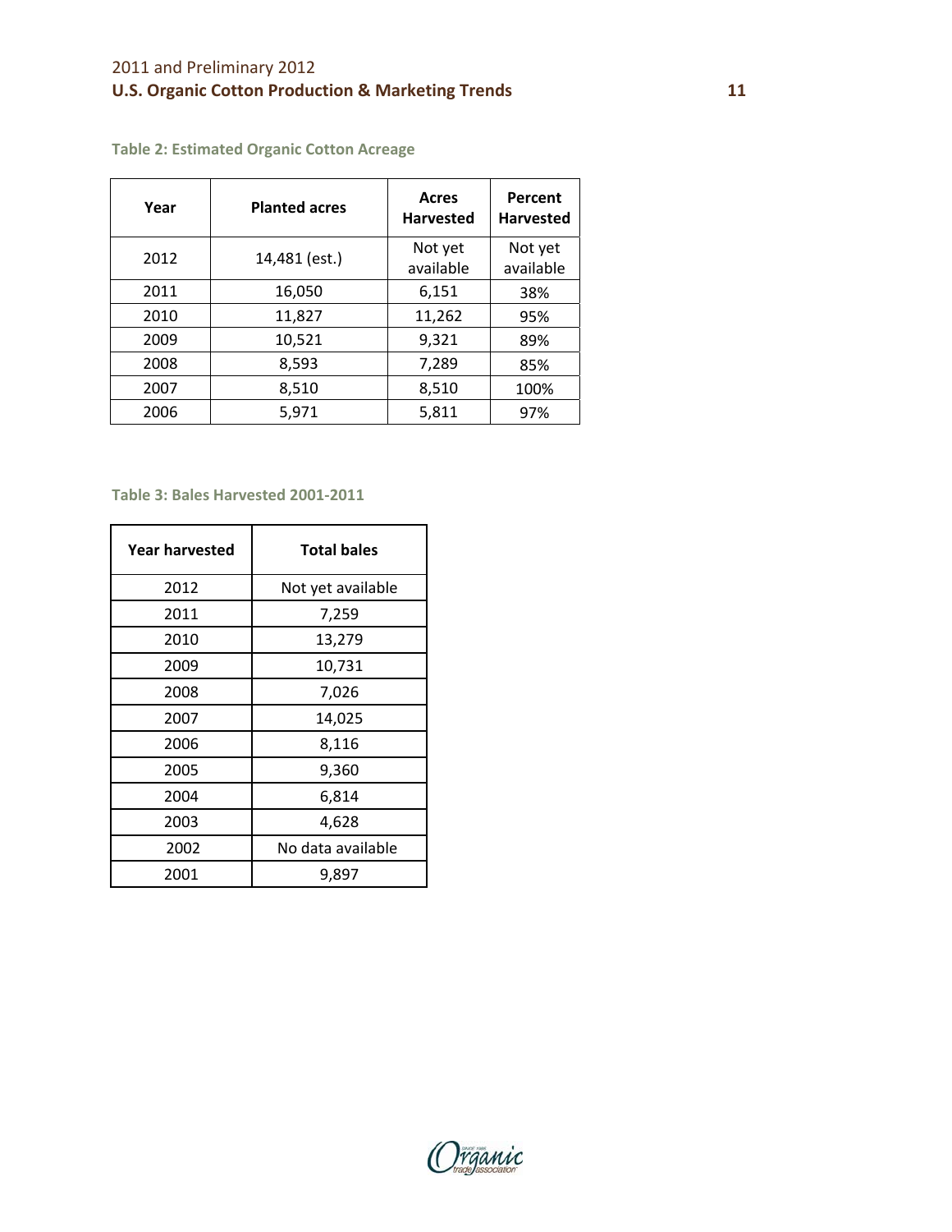**Table 2: Estimated Organic Cotton Acreage**

| Year | Planted acres | Acres Harvested | Percent Harvested |
|---|---|---|---|
| 2012 | 14,481 (est.) | Not yet available | Not yet available |
| 2011 | 16,050 | 6,151 | 38% |
| 2010 | 11,827 | 11,262 | 95% |
| 2009 | 10,521 | 9,321 | 89% |
| 2008 | 8,593 | 7,289 | 85% |
| 2007 | 8,510 | 8,510 | 100% |
| 2006 | 5,971 | 5,811 | 97% |

**Table 3: Bales Harvested 2001-2011**

| Year harvested | Total bales |
|---|---|
| 2012 | Not yet available |
| 2011 | 7,259 |
| 2010 | 13,279 |
| 2009 | 10,731 |
| 2008 | 7,026 |
| 2007 | 14,025 |
| 2006 | 8,116 |
| 2005 | 9,360 |
| 2004 | 6,814 |
| 2003 | 4,628 |
| 2002 | No data available |
| 2001 | 9,897 |